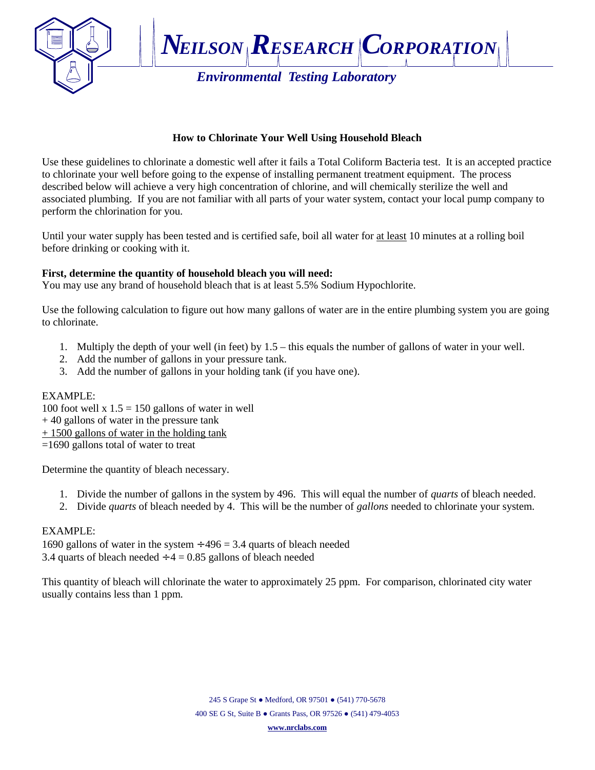# NEILSON RESEARCH CORPORATION

*Environmental Testing Laboratory*

## How to Chlorinate Your Well Using Household Bleach

Use these guidelines to chlorinate a domestic well after it fails a Total Coliform Bacteria test. It is an accepted practice to chlorinate your well before going to the expense of installing permanent treatment equipment. The process described below will achieve a very high concentration of chlorine, and will chemically sterilize the well and associated plumbing. If you are not familiar with all parts of your water system, contact your local pump company to perform the chlorination for you.

Until your water supply has been tested and is certified safe, boil all water for at least 10 minutes at a rolling boil before drinking or cooking with it.

**First, determine the quantity of household bleach you will need:**
You may use any brand of household bleach that is at least 5.5% Sodium Hypochlorite.

Use the following calculation to figure out how many gallons of water are in the entire plumbing system you are going to chlorinate.

1. Multiply the depth of your well (in feet) by 1.5 – this equals the number of gallons of water in your well.
2. Add the number of gallons in your pressure tank.
3. Add the number of gallons in your holding tank (if you have one).

EXAMPLE:
100 foot well x 1.5 = 150 gallons of water in well
+ 40 gallons of water in the pressure tank
+ 1500 gallons of water in the holding tank
=1690 gallons total of water to treat

Determine the quantity of bleach necessary.

1. Divide the number of gallons in the system by 496. This will equal the number of *quarts* of bleach needed.
2. Divide *quarts* of bleach needed by 4. This will be the number of *gallons* needed to chlorinate your system.

EXAMPLE:
1690 gallons of water in the system ÷ 496 = 3.4 quarts of bleach needed
3.4 quarts of bleach needed ÷ 4 = 0.85 gallons of bleach needed

This quantity of bleach will chlorinate the water to approximately 25 ppm. For comparison, chlorinated city water usually contains less than 1 ppm.

245 S Grape St ● Medford, OR 97501 ● (541) 770-5678
400 SE G St, Suite B ● Grants Pass, OR 97526 ● (541) 479-4053
www.nrclabs.com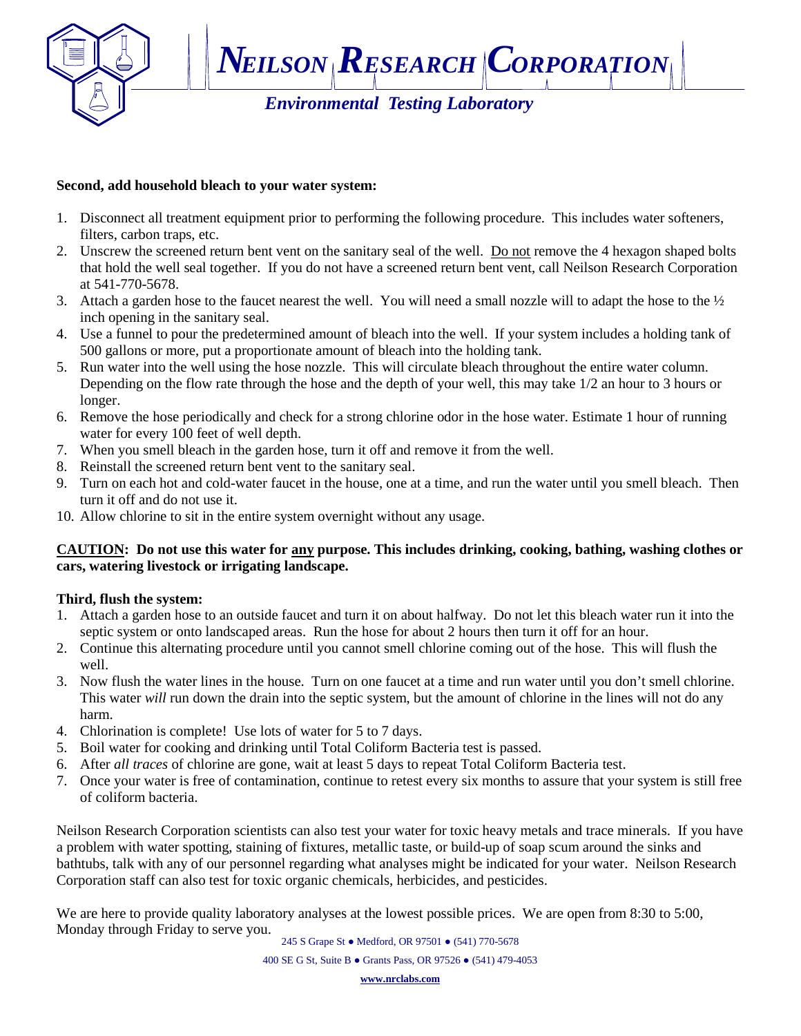**Second, add household bleach to your water system:**

1. Disconnect all treatment equipment prior to performing the following procedure. This includes water softeners, filters, carbon traps, etc.
2. Unscrew the screened return bent vent on the sanitary seal of the well. Do not remove the 4 hexagon shaped bolts that hold the well seal together. If you do not have a screened return bent vent, call Neilson Research Corporation at 541-770-5678.
3. Attach a garden hose to the faucet nearest the well. You will need a small nozzle will to adapt the hose to the ½ inch opening in the sanitary seal.
4. Use a funnel to pour the predetermined amount of bleach into the well. If your system includes a holding tank of 500 gallons or more, put a proportionate amount of bleach into the holding tank.
5. Run water into the well using the hose nozzle. This will circulate bleach throughout the entire water column. Depending on the flow rate through the hose and the depth of your well, this may take 1/2 an hour to 3 hours or longer.
6. Remove the hose periodically and check for a strong chlorine odor in the hose water. Estimate 1 hour of running water for every 100 feet of well depth.
7. When you smell bleach in the garden hose, turn it off and remove it from the well.
8. Reinstall the screened return bent vent to the sanitary seal.
9. Turn on each hot and cold-water faucet in the house, one at a time, and run the water until you smell bleach. Then turn it off and do not use it.
10. Allow chlorine to sit in the entire system overnight without any usage.

**CAUTION: Do not use this water for any purpose. This includes drinking, cooking, bathing, washing clothes or cars, watering livestock or irrigating landscape.**

**Third, flush the system:**

1. Attach a garden hose to an outside faucet and turn it on about halfway. Do not let this bleach water run it into the septic system or onto landscaped areas. Run the hose for about 2 hours then turn it off for an hour.
2. Continue this alternating procedure until you cannot smell chlorine coming out of the hose. This will flush the well.
3. Now flush the water lines in the house. Turn on one faucet at a time and run water until you don't smell chlorine. This water *will* run down the drain into the septic system, but the amount of chlorine in the lines will not do any harm.
4. Chlorination is complete! Use lots of water for 5 to 7 days.
5. Boil water for cooking and drinking until Total Coliform Bacteria test is passed.
6. After *all traces* of chlorine are gone, wait at least 5 days to repeat Total Coliform Bacteria test.
7. Once your water is free of contamination, continue to retest every six months to assure that your system is still free of coliform bacteria.

Neilson Research Corporation scientists can also test your water for toxic heavy metals and trace minerals. If you have a problem with water spotting, staining of fixtures, metallic taste, or build-up of soap scum around the sinks and bathtubs, talk with any of our personnel regarding what analyses might be indicated for your water. Neilson Research Corporation staff can also test for toxic organic chemicals, herbicides, and pesticides.

We are here to provide quality laboratory analyses at the lowest possible prices. We are open from 8:30 to 5:00, Monday through Friday to serve you.